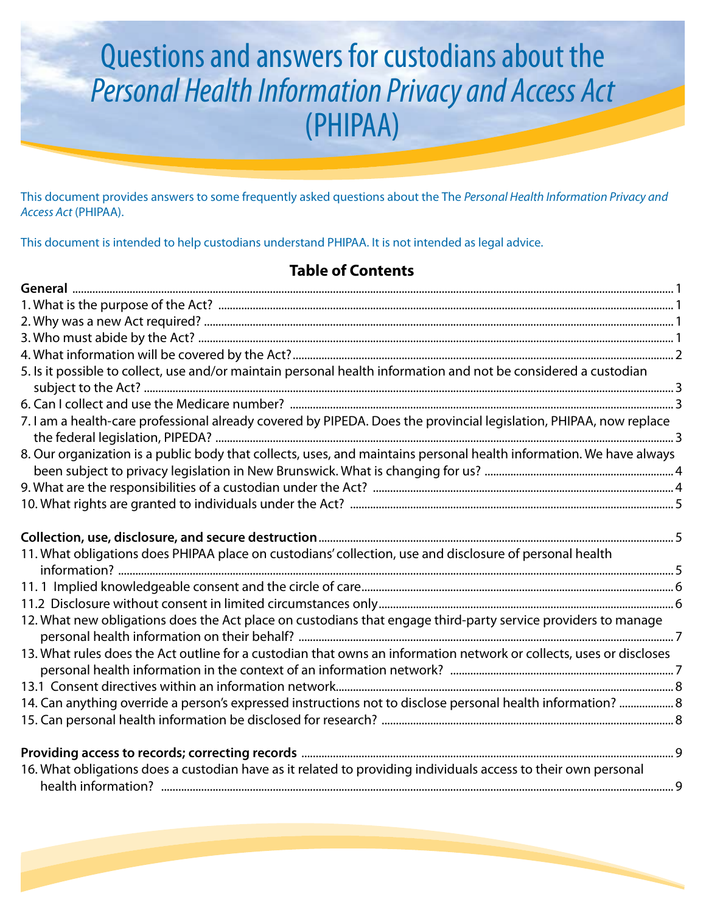# Questions and answers for custodians about the *Personal Health Information Privacy and Access Act* (PHIPAA)

This document provides answers to some frequently asked questions about the The *Personal Health Information Privacy and Access Act* (PHIPAA).

This document is intended to help custodians understand PHIPAA. It is not intended as legal advice.

## Table of Contents

**General** ........................................................................................................ 1
1. What is the purpose of the Act? ........................................................................ 1
2. Why was a new Act required? ........................................................................... 1
3. Who must abide by the Act? ............................................................................. 1
4. What information will be covered by the Act? ..................................................... 2
5. Is it possible to collect, use and/or maintain personal health information and not be considered a custodian subject to the Act? ........................................................................................ 3
6. Can I collect and use the Medicare number? ...................................................... 3
7. I am a health-care professional already covered by PIPEDA. Does the provincial legislation, PHIPAA, now replace the federal legislation, PIPEDA? ........................................................................ 3
8. Our organization is a public body that collects, uses, and maintains personal health information. We have always been subject to privacy legislation in New Brunswick. What is changing for us? .............. 4
9. What are the responsibilities of a custodian under the Act? .................................. 4
10. What rights are granted to individuals under the Act? ......................................... 5

**Collection, use, disclosure, and secure destruction** ............................................. 5
11. What obligations does PHIPAA place on custodians' collection, use and disclosure of personal health information? ........................................................................................................ 5
11. 1 Implied knowledgeable consent and the circle of care ........................................ 6
11.2 Disclosure without consent in limited circumstances only ..................................... 6
12. What new obligations does the Act place on custodians that engage third-party service providers to manage personal health information on their behalf? ................................................................ 7
13. What rules does the Act outline for a custodian that owns an information network or collects, uses or discloses personal health information in the context of an information network? ................................ 7
13.1 Consent directives within an information network ............................................. 8
14. Can anything override a person's expressed instructions not to disclose personal health information? ........ 8
15. Can personal health information be disclosed for research? ................................... 8

**Providing access to records; correcting records** .................................................. 9
16. What obligations does a custodian have as it related to providing individuals access to their own personal health information? ....................................................................................................... 9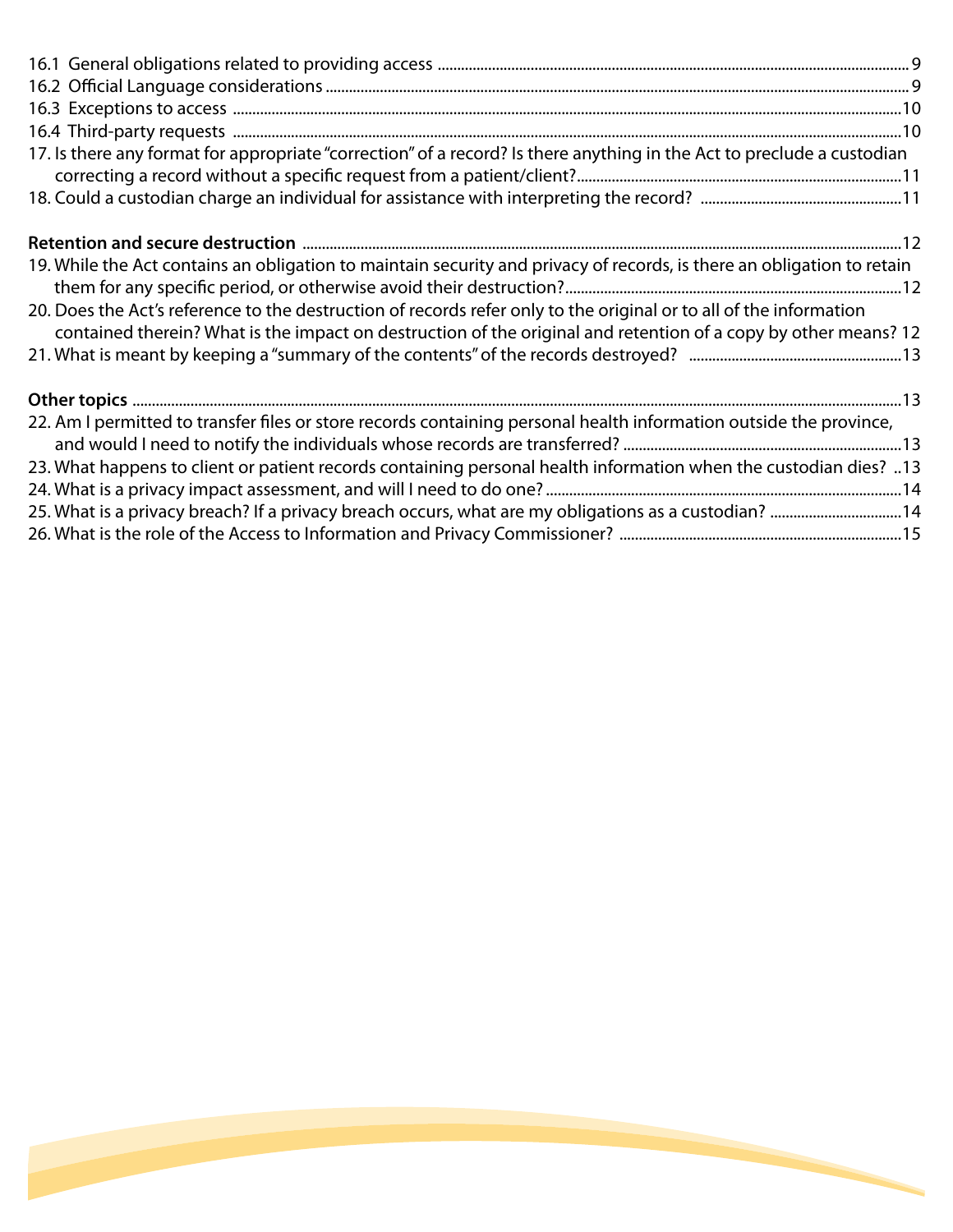16.1 General obligations related to providing access ........ 9
16.2 Official Language considerations ........ 9
16.3 Exceptions to access ........ 10
16.4 Third-party requests ........ 10
17. Is there any format for appropriate "correction" of a record? Is there anything in the Act to preclude a custodian correcting a record without a specific request from a patient/client? ........ 11
18. Could a custodian charge an individual for assistance with interpreting the record? ........ 11

**Retention and secure destruction** ........ 12
19. While the Act contains an obligation to maintain security and privacy of records, is there an obligation to retain them for any specific period, or otherwise avoid their destruction? ........ 12
20. Does the Act's reference to the destruction of records refer only to the original or to all of the information contained therein? What is the impact on destruction of the original and retention of a copy by other means? 12
21. What is meant by keeping a "summary of the contents" of the records destroyed? ........ 13

**Other topics** ........ 13
22. Am I permitted to transfer files or store records containing personal health information outside the province, and would I need to notify the individuals whose records are transferred? ........ 13
23. What happens to client or patient records containing personal health information when the custodian dies? ..13
24. What is a privacy impact assessment, and will I need to do one? ........ 14
25. What is a privacy breach? If a privacy breach occurs, what are my obligations as a custodian? ........ 14
26. What is the role of the Access to Information and Privacy Commissioner? ........ 15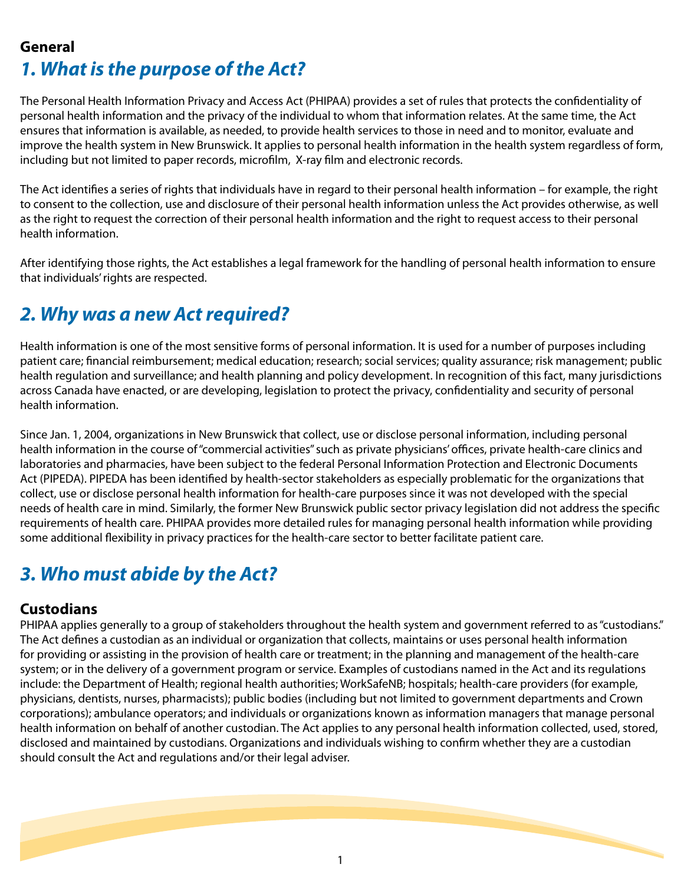## General

# *1. What is the purpose of the Act?*

The Personal Health Information Privacy and Access Act (PHIPAA) provides a set of rules that protects the confidentiality of personal health information and the privacy of the individual to whom that information relates. At the same time, the Act ensures that information is available, as needed, to provide health services to those in need and to monitor, evaluate and improve the health system in New Brunswick. It applies to personal health information in the health system regardless of form, including but not limited to paper records, microfilm, X-ray film and electronic records.

The Act identifies a series of rights that individuals have in regard to their personal health information – for example, the right to consent to the collection, use and disclosure of their personal health information unless the Act provides otherwise, as well as the right to request the correction of their personal health information and the right to request access to their personal health information.

After identifying those rights, the Act establishes a legal framework for the handling of personal health information to ensure that individuals' rights are respected.

# *2. Why was a new Act required?*

Health information is one of the most sensitive forms of personal information. It is used for a number of purposes including patient care; financial reimbursement; medical education; research; social services; quality assurance; risk management; public health regulation and surveillance; and health planning and policy development. In recognition of this fact, many jurisdictions across Canada have enacted, or are developing, legislation to protect the privacy, confidentiality and security of personal health information.

Since Jan. 1, 2004, organizations in New Brunswick that collect, use or disclose personal information, including personal health information in the course of "commercial activities" such as private physicians' offices, private health-care clinics and laboratories and pharmacies, have been subject to the federal Personal Information Protection and Electronic Documents Act (PIPEDA). PIPEDA has been identified by health-sector stakeholders as especially problematic for the organizations that collect, use or disclose personal health information for health-care purposes since it was not developed with the special needs of health care in mind. Similarly, the former New Brunswick public sector privacy legislation did not address the specific requirements of health care. PHIPAA provides more detailed rules for managing personal health information while providing some additional flexibility in privacy practices for the health-care sector to better facilitate patient care.

# *3. Who must abide by the Act?*

## Custodians

PHIPAA applies generally to a group of stakeholders throughout the health system and government referred to as "custodians." The Act defines a custodian as an individual or organization that collects, maintains or uses personal health information for providing or assisting in the provision of health care or treatment; in the planning and management of the health-care system; or in the delivery of a government program or service. Examples of custodians named in the Act and its regulations include: the Department of Health; regional health authorities; WorkSafeNB; hospitals; health-care providers (for example, physicians, dentists, nurses, pharmacists); public bodies (including but not limited to government departments and Crown corporations); ambulance operators; and individuals or organizations known as information managers that manage personal health information on behalf of another custodian. The Act applies to any personal health information collected, used, stored, disclosed and maintained by custodians. Organizations and individuals wishing to confirm whether they are a custodian should consult the Act and regulations and/or their legal adviser.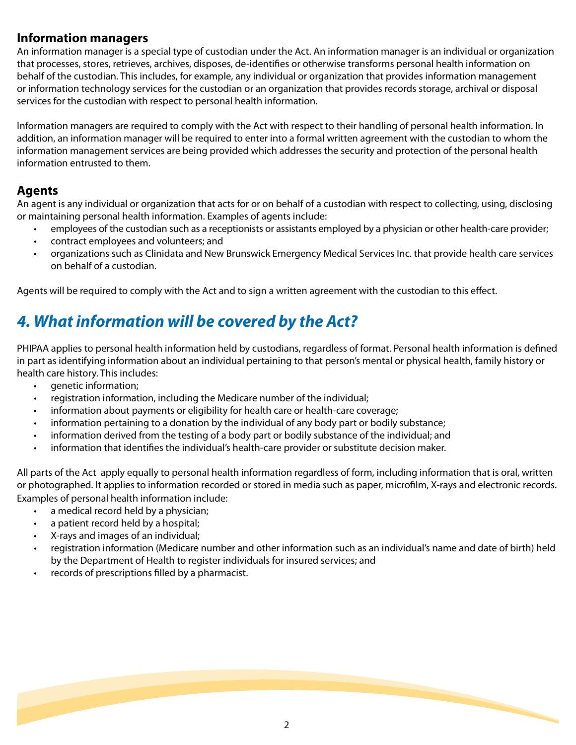### Information managers

An information manager is a special type of custodian under the Act. An information manager is an individual or organization that processes, stores, retrieves, archives, disposes, de-identifies or otherwise transforms personal health information on behalf of the custodian. This includes, for example, any individual or organization that provides information management or information technology services for the custodian or an organization that provides records storage, archival or disposal services for the custodian with respect to personal health information.

Information managers are required to comply with the Act with respect to their handling of personal health information. In addition, an information manager will be required to enter into a formal written agreement with the custodian to whom the information management services are being provided which addresses the security and protection of the personal health information entrusted to them.

### Agents

An agent is any individual or organization that acts for or on behalf of a custodian with respect to collecting, using, disclosing or maintaining personal health information. Examples of agents include:

- employees of the custodian such as a receptionists or assistants employed by a physician or other health-care provider;
- contract employees and volunteers; and
- organizations such as Clinidata and New Brunswick Emergency Medical Services Inc. that provide health care services on behalf of a custodian.

Agents will be required to comply with the Act and to sign a written agreement with the custodian to this effect.

## *4. What information will be covered by the Act?*

PHIPAA applies to personal health information held by custodians, regardless of format. Personal health information is defined in part as identifying information about an individual pertaining to that person's mental or physical health, family history or health care history. This includes:

- genetic information;
- registration information, including the Medicare number of the individual;
- information about payments or eligibility for health care or health-care coverage;
- information pertaining to a donation by the individual of any body part or bodily substance;
- information derived from the testing of a body part or bodily substance of the individual; and
- information that identifies the individual's health-care provider or substitute decision maker.

All parts of the Act apply equally to personal health information regardless of form, including information that is oral, written or photographed. It applies to information recorded or stored in media such as paper, microfilm, X-rays and electronic records. Examples of personal health information include:

- a medical record held by a physician;
- a patient record held by a hospital;
- X-rays and images of an individual;
- registration information (Medicare number and other information such as an individual's name and date of birth) held by the Department of Health to register individuals for insured services; and
- records of prescriptions filled by a pharmacist.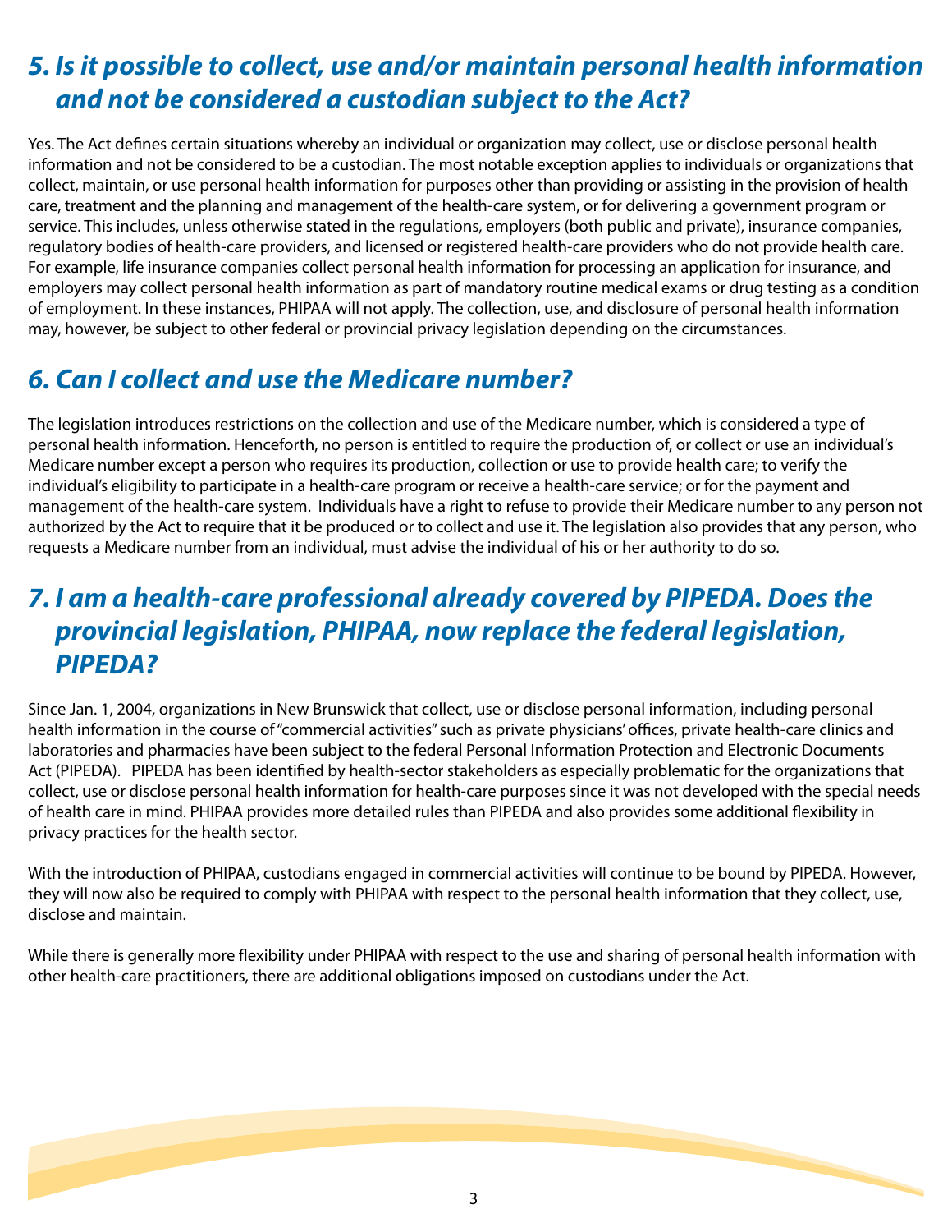## 5. Is it possible to collect, use and/or maintain personal health information and not be considered a custodian subject to the Act?

Yes. The Act defines certain situations whereby an individual or organization may collect, use or disclose personal health information and not be considered to be a custodian. The most notable exception applies to individuals or organizations that collect, maintain, or use personal health information for purposes other than providing or assisting in the provision of health care, treatment and the planning and management of the health-care system, or for delivering a government program or service. This includes, unless otherwise stated in the regulations, employers (both public and private), insurance companies, regulatory bodies of health-care providers, and licensed or registered health-care providers who do not provide health care. For example, life insurance companies collect personal health information for processing an application for insurance, and employers may collect personal health information as part of mandatory routine medical exams or drug testing as a condition of employment. In these instances, PHIPAA will not apply. The collection, use, and disclosure of personal health information may, however, be subject to other federal or provincial privacy legislation depending on the circumstances.

## 6. Can I collect and use the Medicare number?

The legislation introduces restrictions on the collection and use of the Medicare number, which is considered a type of personal health information. Henceforth, no person is entitled to require the production of, or collect or use an individual's Medicare number except a person who requires its production, collection or use to provide health care; to verify the individual's eligibility to participate in a health-care program or receive a health-care service; or for the payment and management of the health-care system. Individuals have a right to refuse to provide their Medicare number to any person not authorized by the Act to require that it be produced or to collect and use it. The legislation also provides that any person, who requests a Medicare number from an individual, must advise the individual of his or her authority to do so.

## 7. I am a health-care professional already covered by PIPEDA. Does the provincial legislation, PHIPAA, now replace the federal legislation, PIPEDA?

Since Jan. 1, 2004, organizations in New Brunswick that collect, use or disclose personal information, including personal health information in the course of "commercial activities" such as private physicians' offices, private health-care clinics and laboratories and pharmacies have been subject to the federal Personal Information Protection and Electronic Documents Act (PIPEDA). PIPEDA has been identified by health-sector stakeholders as especially problematic for the organizations that collect, use or disclose personal health information for health-care purposes since it was not developed with the special needs of health care in mind. PHIPAA provides more detailed rules than PIPEDA and also provides some additional flexibility in privacy practices for the health sector.

With the introduction of PHIPAA, custodians engaged in commercial activities will continue to be bound by PIPEDA. However, they will now also be required to comply with PHIPAA with respect to the personal health information that they collect, use, disclose and maintain.

While there is generally more flexibility under PHIPAA with respect to the use and sharing of personal health information with other health-care practitioners, there are additional obligations imposed on custodians under the Act.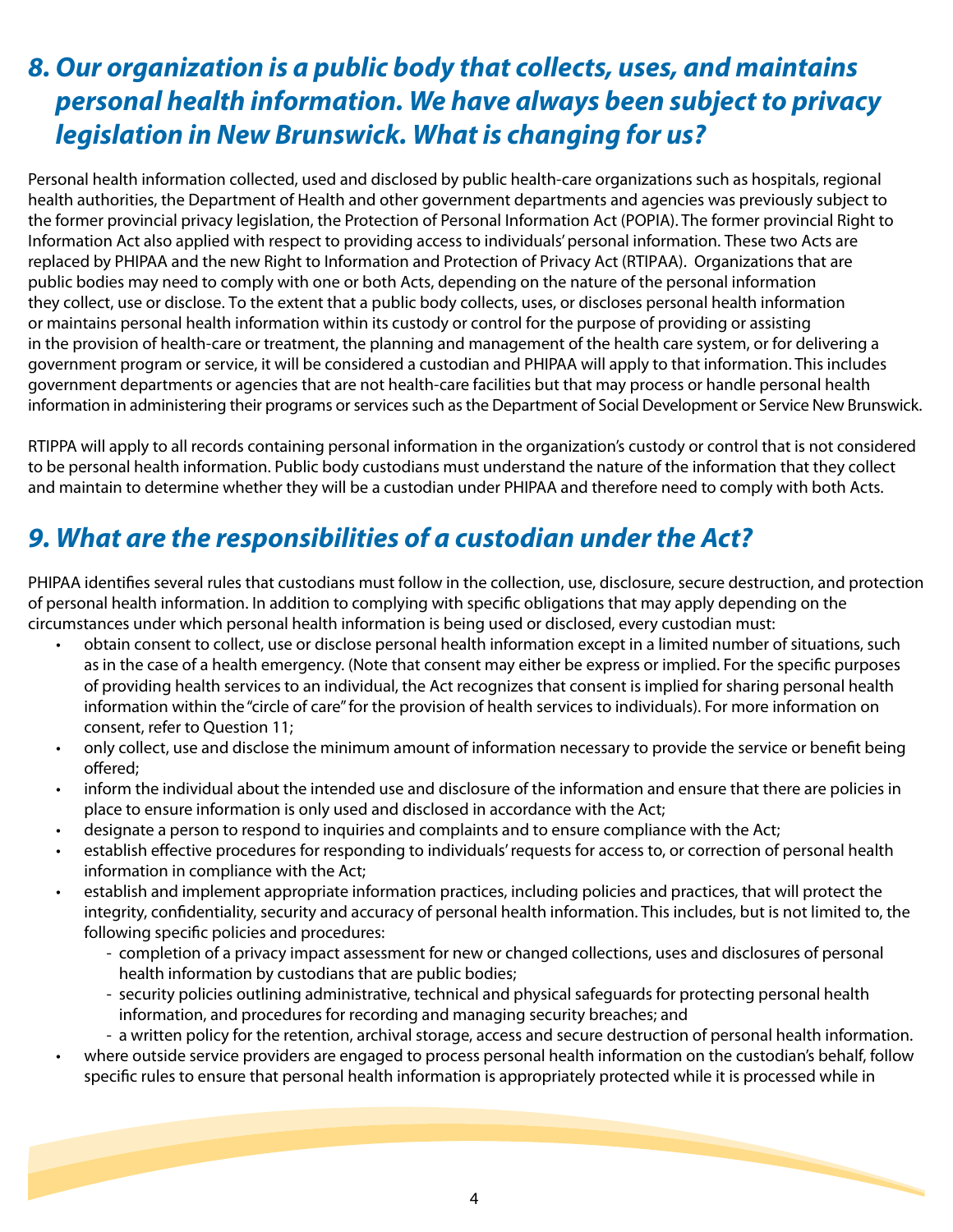## *8. Our organization is a public body that collects, uses, and maintains personal health information. We have always been subject to privacy legislation in New Brunswick. What is changing for us?*

Personal health information collected, used and disclosed by public health-care organizations such as hospitals, regional health authorities, the Department of Health and other government departments and agencies was previously subject to the former provincial privacy legislation, the Protection of Personal Information Act (POPIA). The former provincial Right to Information Act also applied with respect to providing access to individuals' personal information. These two Acts are replaced by PHIPAA and the new Right to Information and Protection of Privacy Act (RTIPAA). Organizations that are public bodies may need to comply with one or both Acts, depending on the nature of the personal information they collect, use or disclose. To the extent that a public body collects, uses, or discloses personal health information or maintains personal health information within its custody or control for the purpose of providing or assisting in the provision of health-care or treatment, the planning and management of the health care system, or for delivering a government program or service, it will be considered a custodian and PHIPAA will apply to that information. This includes government departments or agencies that are not health-care facilities but that may process or handle personal health information in administering their programs or services such as the Department of Social Development or Service New Brunswick.

RTIPPA will apply to all records containing personal information in the organization's custody or control that is not considered to be personal health information. Public body custodians must understand the nature of the information that they collect and maintain to determine whether they will be a custodian under PHIPAA and therefore need to comply with both Acts.

## *9. What are the responsibilities of a custodian under the Act?*

PHIPAA identifies several rules that custodians must follow in the collection, use, disclosure, secure destruction, and protection of personal health information. In addition to complying with specific obligations that may apply depending on the circumstances under which personal health information is being used or disclosed, every custodian must:

- obtain consent to collect, use or disclose personal health information except in a limited number of situations, such as in the case of a health emergency. (Note that consent may either be express or implied. For the specific purposes of providing health services to an individual, the Act recognizes that consent is implied for sharing personal health information within the "circle of care" for the provision of health services to individuals). For more information on consent, refer to Question 11;
- only collect, use and disclose the minimum amount of information necessary to provide the service or benefit being offered;
- inform the individual about the intended use and disclosure of the information and ensure that there are policies in place to ensure information is only used and disclosed in accordance with the Act;
- designate a person to respond to inquiries and complaints and to ensure compliance with the Act;
- establish effective procedures for responding to individuals' requests for access to, or correction of personal health information in compliance with the Act;
- establish and implement appropriate information practices, including policies and practices, that will protect the integrity, confidentiality, security and accuracy of personal health information. This includes, but is not limited to, the following specific policies and procedures:
  - completion of a privacy impact assessment for new or changed collections, uses and disclosures of personal health information by custodians that are public bodies;
  - security policies outlining administrative, technical and physical safeguards for protecting personal health information, and procedures for recording and managing security breaches; and
  - a written policy for the retention, archival storage, access and secure destruction of personal health information.
- where outside service providers are engaged to process personal health information on the custodian's behalf, follow specific rules to ensure that personal health information is appropriately protected while it is processed while in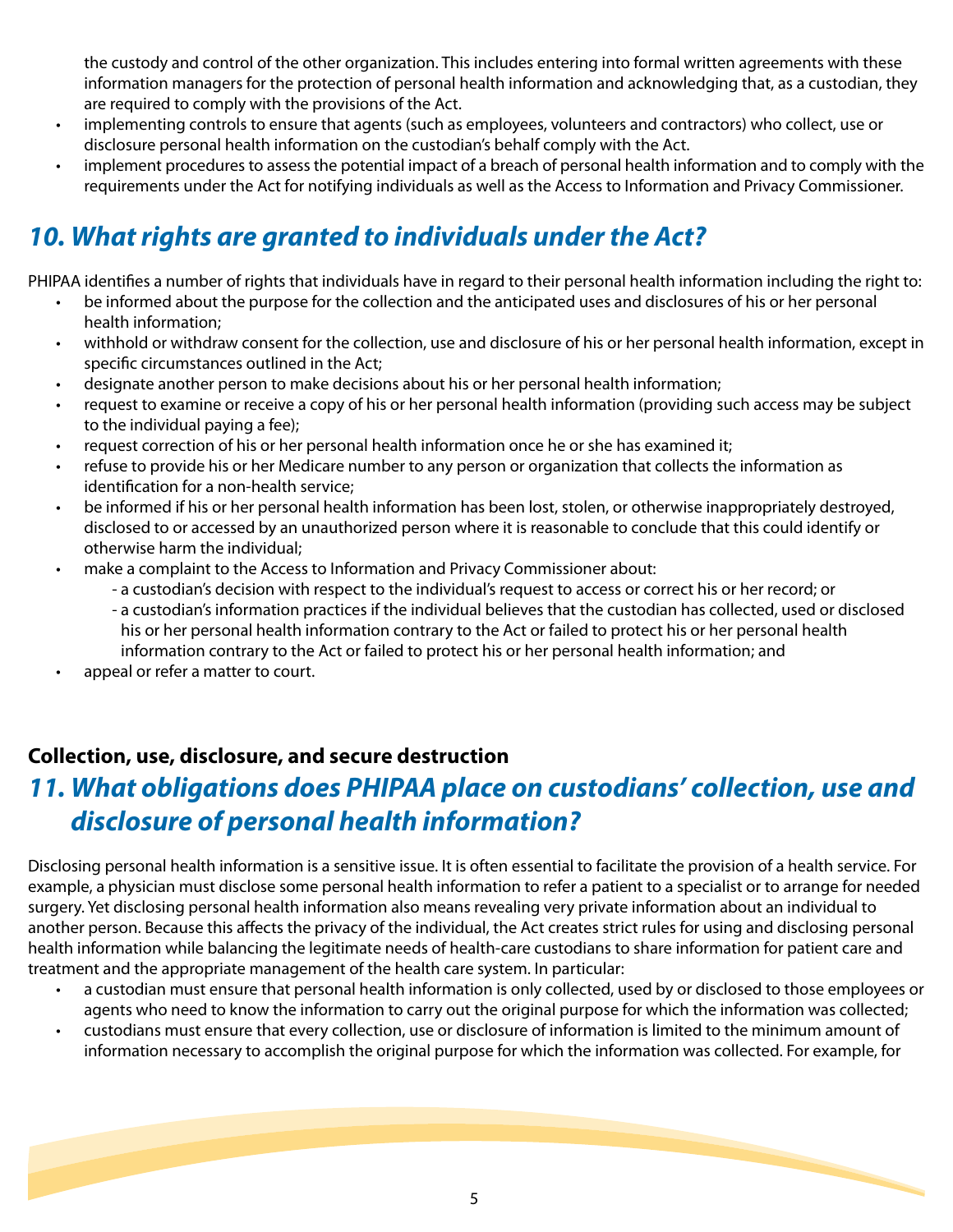the custody and control of the other organization. This includes entering into formal written agreements with these information managers for the protection of personal health information and acknowledging that, as a custodian, they are required to comply with the provisions of the Act.

- implementing controls to ensure that agents (such as employees, volunteers and contractors) who collect, use or disclosure personal health information on the custodian's behalf comply with the Act.
- implement procedures to assess the potential impact of a breach of personal health information and to comply with the requirements under the Act for notifying individuals as well as the Access to Information and Privacy Commissioner.

## *10. What rights are granted to individuals under the Act?*

PHIPAA identifies a number of rights that individuals have in regard to their personal health information including the right to:

- be informed about the purpose for the collection and the anticipated uses and disclosures of his or her personal health information;
- withhold or withdraw consent for the collection, use and disclosure of his or her personal health information, except in specific circumstances outlined in the Act;
- designate another person to make decisions about his or her personal health information;
- request to examine or receive a copy of his or her personal health information (providing such access may be subject to the individual paying a fee);
- request correction of his or her personal health information once he or she has examined it;
- refuse to provide his or her Medicare number to any person or organization that collects the information as identification for a non-health service;
- be informed if his or her personal health information has been lost, stolen, or otherwise inappropriately destroyed, disclosed to or accessed by an unauthorized person where it is reasonable to conclude that this could identify or otherwise harm the individual;
- make a complaint to the Access to Information and Privacy Commissioner about:
  - a custodian's decision with respect to the individual's request to access or correct his or her record; or
  - a custodian's information practices if the individual believes that the custodian has collected, used or disclosed his or her personal health information contrary to the Act or failed to protect his or her personal health information contrary to the Act or failed to protect his or her personal health information; and
- appeal or refer a matter to court.

### Collection, use, disclosure, and secure destruction

## *11. What obligations does PHIPAA place on custodians' collection, use and disclosure of personal health information?*

Disclosing personal health information is a sensitive issue. It is often essential to facilitate the provision of a health service. For example, a physician must disclose some personal health information to refer a patient to a specialist or to arrange for needed surgery. Yet disclosing personal health information also means revealing very private information about an individual to another person. Because this affects the privacy of the individual, the Act creates strict rules for using and disclosing personal health information while balancing the legitimate needs of health-care custodians to share information for patient care and treatment and the appropriate management of the health care system. In particular:

- a custodian must ensure that personal health information is only collected, used by or disclosed to those employees or agents who need to know the information to carry out the original purpose for which the information was collected;
- custodians must ensure that every collection, use or disclosure of information is limited to the minimum amount of information necessary to accomplish the original purpose for which the information was collected. For example, for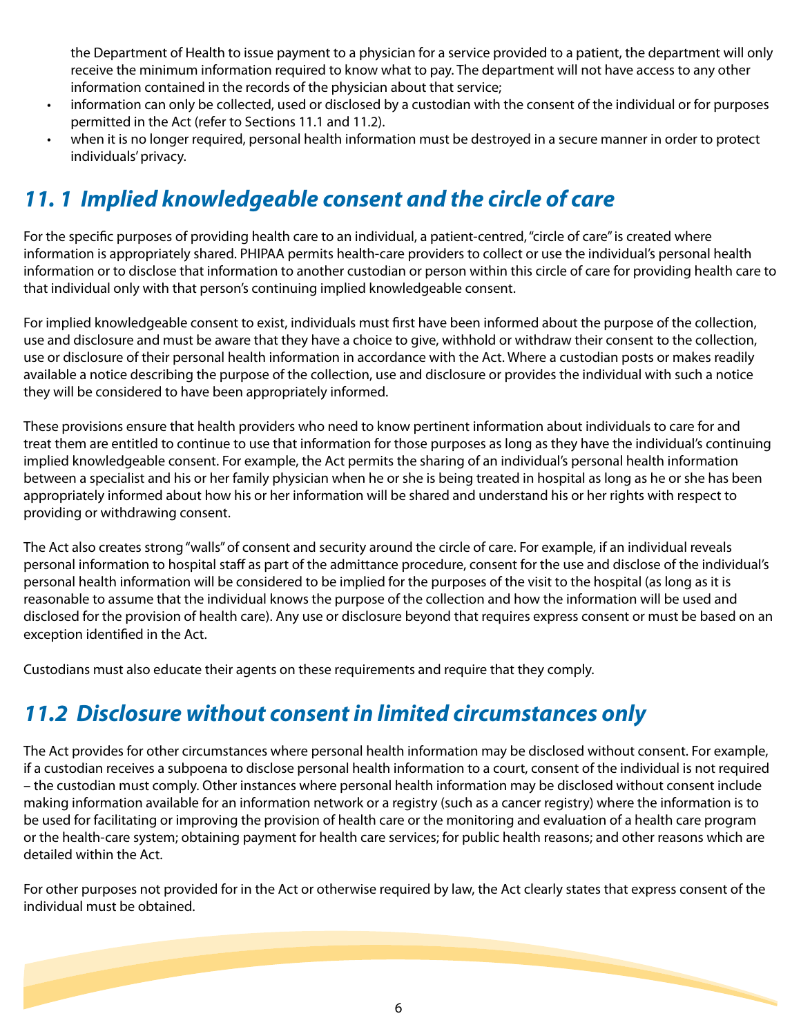the Department of Health to issue payment to a physician for a service provided to a patient, the department will only receive the minimum information required to know what to pay. The department will not have access to any other information contained in the records of the physician about that service;

- information can only be collected, used or disclosed by a custodian with the consent of the individual or for purposes permitted in the Act (refer to Sections 11.1 and 11.2).
- when it is no longer required, personal health information must be destroyed in a secure manner in order to protect individuals' privacy.

## *11. 1 Implied knowledgeable consent and the circle of care*

For the specific purposes of providing health care to an individual, a patient-centred, "circle of care" is created where information is appropriately shared. PHIPAA permits health-care providers to collect or use the individual's personal health information or to disclose that information to another custodian or person within this circle of care for providing health care to that individual only with that person's continuing implied knowledgeable consent.

For implied knowledgeable consent to exist, individuals must first have been informed about the purpose of the collection, use and disclosure and must be aware that they have a choice to give, withhold or withdraw their consent to the collection, use or disclosure of their personal health information in accordance with the Act. Where a custodian posts or makes readily available a notice describing the purpose of the collection, use and disclosure or provides the individual with such a notice they will be considered to have been appropriately informed.

These provisions ensure that health providers who need to know pertinent information about individuals to care for and treat them are entitled to continue to use that information for those purposes as long as they have the individual's continuing implied knowledgeable consent. For example, the Act permits the sharing of an individual's personal health information between a specialist and his or her family physician when he or she is being treated in hospital as long as he or she has been appropriately informed about how his or her information will be shared and understand his or her rights with respect to providing or withdrawing consent.

The Act also creates strong "walls" of consent and security around the circle of care. For example, if an individual reveals personal information to hospital staff as part of the admittance procedure, consent for the use and disclose of the individual's personal health information will be considered to be implied for the purposes of the visit to the hospital (as long as it is reasonable to assume that the individual knows the purpose of the collection and how the information will be used and disclosed for the provision of health care). Any use or disclosure beyond that requires express consent or must be based on an exception identified in the Act.

Custodians must also educate their agents on these requirements and require that they comply.

## *11.2 Disclosure without consent in limited circumstances only*

The Act provides for other circumstances where personal health information may be disclosed without consent. For example, if a custodian receives a subpoena to disclose personal health information to a court, consent of the individual is not required – the custodian must comply. Other instances where personal health information may be disclosed without consent include making information available for an information network or a registry (such as a cancer registry) where the information is to be used for facilitating or improving the provision of health care or the monitoring and evaluation of a health care program or the health-care system; obtaining payment for health care services; for public health reasons; and other reasons which are detailed within the Act.

For other purposes not provided for in the Act or otherwise required by law, the Act clearly states that express consent of the individual must be obtained.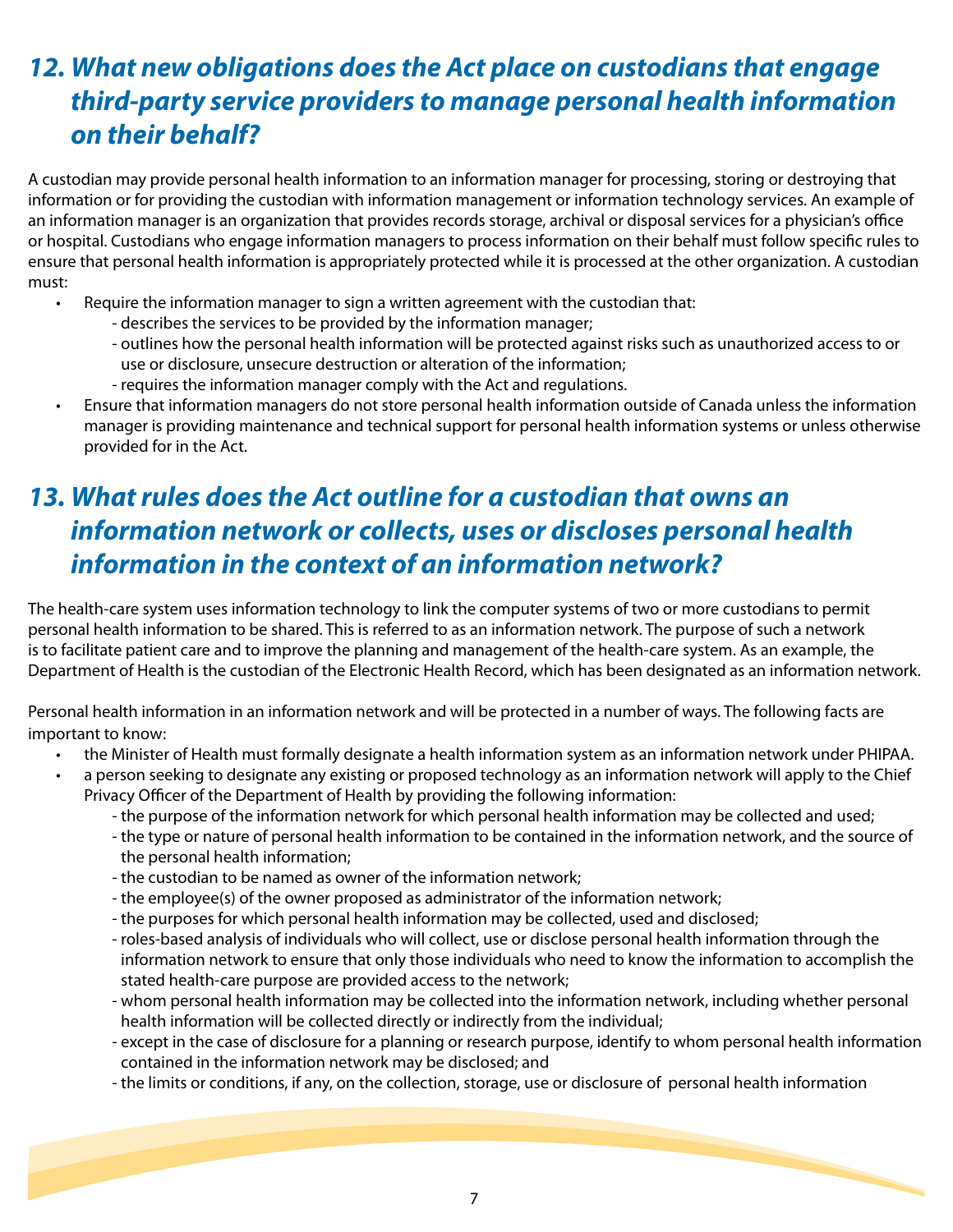## *12. What new obligations does the Act place on custodians that engage third-party service providers to manage personal health information on their behalf?*

A custodian may provide personal health information to an information manager for processing, storing or destroying that information or for providing the custodian with information management or information technology services. An example of an information manager is an organization that provides records storage, archival or disposal services for a physician's office or hospital. Custodians who engage information managers to process information on their behalf must follow specific rules to ensure that personal health information is appropriately protected while it is processed at the other organization. A custodian must:

- Require the information manager to sign a written agreement with the custodian that:
  - describes the services to be provided by the information manager;
  - outlines how the personal health information will be protected against risks such as unauthorized access to or use or disclosure, unsecure destruction or alteration of the information;
  - requires the information manager comply with the Act and regulations.
- Ensure that information managers do not store personal health information outside of Canada unless the information manager is providing maintenance and technical support for personal health information systems or unless otherwise provided for in the Act.

## *13. What rules does the Act outline for a custodian that owns an information network or collects, uses or discloses personal health information in the context of an information network?*

The health-care system uses information technology to link the computer systems of two or more custodians to permit personal health information to be shared. This is referred to as an information network. The purpose of such a network is to facilitate patient care and to improve the planning and management of the health-care system. As an example, the Department of Health is the custodian of the Electronic Health Record, which has been designated as an information network.

Personal health information in an information network and will be protected in a number of ways. The following facts are important to know:

- the Minister of Health must formally designate a health information system as an information network under PHIPAA.
- a person seeking to designate any existing or proposed technology as an information network will apply to the Chief Privacy Officer of the Department of Health by providing the following information:
  - the purpose of the information network for which personal health information may be collected and used;
  - the type or nature of personal health information to be contained in the information network, and the source of the personal health information;
  - the custodian to be named as owner of the information network;
  - the employee(s) of the owner proposed as administrator of the information network;
  - the purposes for which personal health information may be collected, used and disclosed;
  - roles-based analysis of individuals who will collect, use or disclose personal health information through the information network to ensure that only those individuals who need to know the information to accomplish the stated health-care purpose are provided access to the network;
  - whom personal health information may be collected into the information network, including whether personal health information will be collected directly or indirectly from the individual;
  - except in the case of disclosure for a planning or research purpose, identify to whom personal health information contained in the information network may be disclosed; and
  - the limits or conditions, if any, on the collection, storage, use or disclosure of personal health information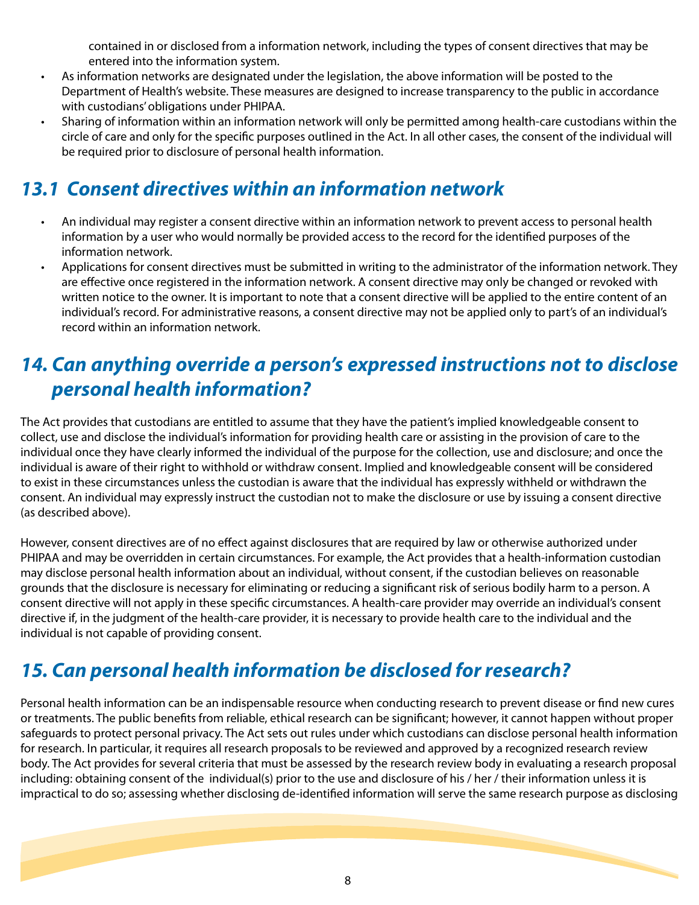contained in or disclosed from a information network, including the types of consent directives that may be entered into the information system.

- As information networks are designated under the legislation, the above information will be posted to the Department of Health's website. These measures are designed to increase transparency to the public in accordance with custodians' obligations under PHIPAA.
- Sharing of information within an information network will only be permitted among health-care custodians within the circle of care and only for the specific purposes outlined in the Act. In all other cases, the consent of the individual will be required prior to disclosure of personal health information.

## *13.1 Consent directives within an information network*

- An individual may register a consent directive within an information network to prevent access to personal health information by a user who would normally be provided access to the record for the identified purposes of the information network.
- Applications for consent directives must be submitted in writing to the administrator of the information network. They are effective once registered in the information network. A consent directive may only be changed or revoked with written notice to the owner. It is important to note that a consent directive will be applied to the entire content of an individual's record. For administrative reasons, a consent directive may not be applied only to part's of an individual's record within an information network.

## *14. Can anything override a person's expressed instructions not to disclose personal health information?*

The Act provides that custodians are entitled to assume that they have the patient's implied knowledgeable consent to collect, use and disclose the individual's information for providing health care or assisting in the provision of care to the individual once they have clearly informed the individual of the purpose for the collection, use and disclosure; and once the individual is aware of their right to withhold or withdraw consent. Implied and knowledgeable consent will be considered to exist in these circumstances unless the custodian is aware that the individual has expressly withheld or withdrawn the consent. An individual may expressly instruct the custodian not to make the disclosure or use by issuing a consent directive (as described above).

However, consent directives are of no effect against disclosures that are required by law or otherwise authorized under PHIPAA and may be overridden in certain circumstances. For example, the Act provides that a health-information custodian may disclose personal health information about an individual, without consent, if the custodian believes on reasonable grounds that the disclosure is necessary for eliminating or reducing a significant risk of serious bodily harm to a person. A consent directive will not apply in these specific circumstances. A health-care provider may override an individual's consent directive if, in the judgment of the health-care provider, it is necessary to provide health care to the individual and the individual is not capable of providing consent.

## *15. Can personal health information be disclosed for research?*

Personal health information can be an indispensable resource when conducting research to prevent disease or find new cures or treatments. The public benefits from reliable, ethical research can be significant; however, it cannot happen without proper safeguards to protect personal privacy. The Act sets out rules under which custodians can disclose personal health information for research. In particular, it requires all research proposals to be reviewed and approved by a recognized research review body. The Act provides for several criteria that must be assessed by the research review body in evaluating a research proposal including: obtaining consent of the individual(s) prior to the use and disclosure of his / her / their information unless it is impractical to do so; assessing whether disclosing de-identified information will serve the same research purpose as disclosing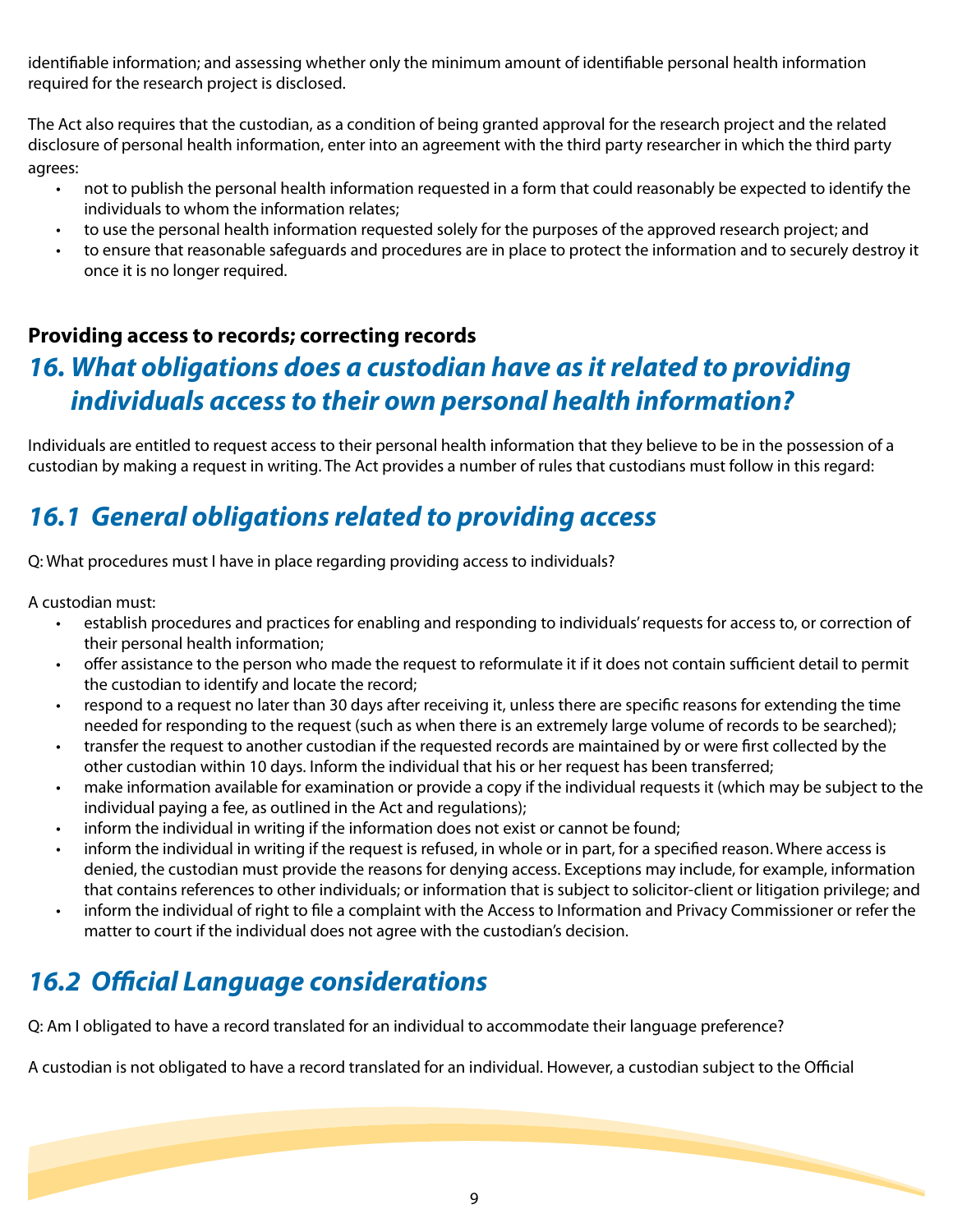identifiable information; and assessing whether only the minimum amount of identifiable personal health information required for the research project is disclosed.

The Act also requires that the custodian, as a condition of being granted approval for the research project and the related disclosure of personal health information, enter into an agreement with the third party researcher in which the third party agrees:

- not to publish the personal health information requested in a form that could reasonably be expected to identify the individuals to whom the information relates;
- to use the personal health information requested solely for the purposes of the approved research project; and
- to ensure that reasonable safeguards and procedures are in place to protect the information and to securely destroy it once it is no longer required.

**Providing access to records; correcting records**

## *16. What obligations does a custodian have as it related to providing individuals access to their own personal health information?*

Individuals are entitled to request access to their personal health information that they believe to be in the possession of a custodian by making a request in writing. The Act provides a number of rules that custodians must follow in this regard:

## *16.1 General obligations related to providing access*

Q: What procedures must I have in place regarding providing access to individuals?

A custodian must:

- establish procedures and practices for enabling and responding to individuals' requests for access to, or correction of their personal health information;
- offer assistance to the person who made the request to reformulate it if it does not contain sufficient detail to permit the custodian to identify and locate the record;
- respond to a request no later than 30 days after receiving it, unless there are specific reasons for extending the time needed for responding to the request (such as when there is an extremely large volume of records to be searched);
- transfer the request to another custodian if the requested records are maintained by or were first collected by the other custodian within 10 days. Inform the individual that his or her request has been transferred;
- make information available for examination or provide a copy if the individual requests it (which may be subject to the individual paying a fee, as outlined in the Act and regulations);
- inform the individual in writing if the information does not exist or cannot be found;
- inform the individual in writing if the request is refused, in whole or in part, for a specified reason. Where access is denied, the custodian must provide the reasons for denying access. Exceptions may include, for example, information that contains references to other individuals; or information that is subject to solicitor-client or litigation privilege; and
- inform the individual of right to file a complaint with the Access to Information and Privacy Commissioner or refer the matter to court if the individual does not agree with the custodian's decision.

## *16.2 Official Language considerations*

Q: Am I obligated to have a record translated for an individual to accommodate their language preference?

A custodian is not obligated to have a record translated for an individual. However, a custodian subject to the Official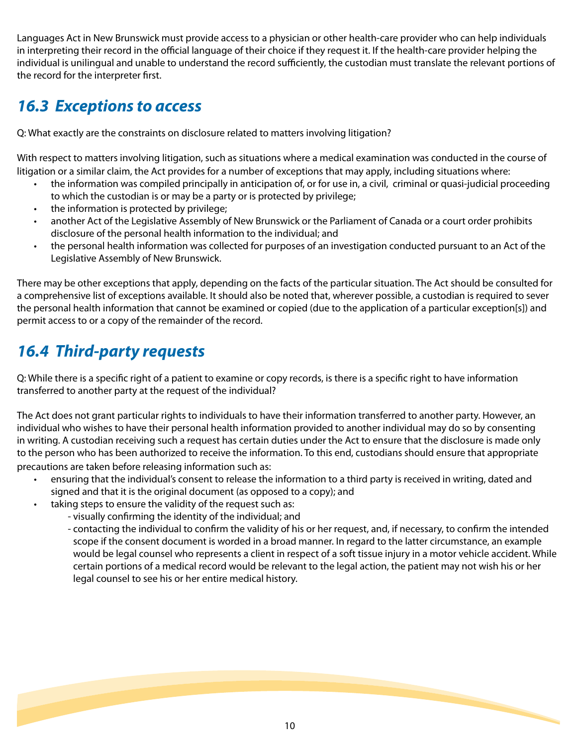Languages Act in New Brunswick must provide access to a physician or other health-care provider who can help individuals in interpreting their record in the official language of their choice if they request it. If the health-care provider helping the individual is unilingual and unable to understand the record sufficiently, the custodian must translate the relevant portions of the record for the interpreter first.

## *16.3 Exceptions to access*

Q: What exactly are the constraints on disclosure related to matters involving litigation?

With respect to matters involving litigation, such as situations where a medical examination was conducted in the course of litigation or a similar claim, the Act provides for a number of exceptions that may apply, including situations where:

- the information was compiled principally in anticipation of, or for use in, a civil, criminal or quasi-judicial proceeding to which the custodian is or may be a party or is protected by privilege;
- the information is protected by privilege;
- another Act of the Legislative Assembly of New Brunswick or the Parliament of Canada or a court order prohibits disclosure of the personal health information to the individual; and
- the personal health information was collected for purposes of an investigation conducted pursuant to an Act of the Legislative Assembly of New Brunswick.

There may be other exceptions that apply, depending on the facts of the particular situation. The Act should be consulted for a comprehensive list of exceptions available. It should also be noted that, wherever possible, a custodian is required to sever the personal health information that cannot be examined or copied (due to the application of a particular exception[s]) and permit access to or a copy of the remainder of the record.

## *16.4 Third-party requests*

Q: While there is a specific right of a patient to examine or copy records, is there is a specific right to have information transferred to another party at the request of the individual?

The Act does not grant particular rights to individuals to have their information transferred to another party. However, an individual who wishes to have their personal health information provided to another individual may do so by consenting in writing. A custodian receiving such a request has certain duties under the Act to ensure that the disclosure is made only to the person who has been authorized to receive the information. To this end, custodians should ensure that appropriate precautions are taken before releasing information such as:

- ensuring that the individual's consent to release the information to a third party is received in writing, dated and signed and that it is the original document (as opposed to a copy); and
- taking steps to ensure the validity of the request such as:
  - visually confirming the identity of the individual; and
  - contacting the individual to confirm the validity of his or her request, and, if necessary, to confirm the intended scope if the consent document is worded in a broad manner. In regard to the latter circumstance, an example would be legal counsel who represents a client in respect of a soft tissue injury in a motor vehicle accident. While certain portions of a medical record would be relevant to the legal action, the patient may not wish his or her legal counsel to see his or her entire medical history.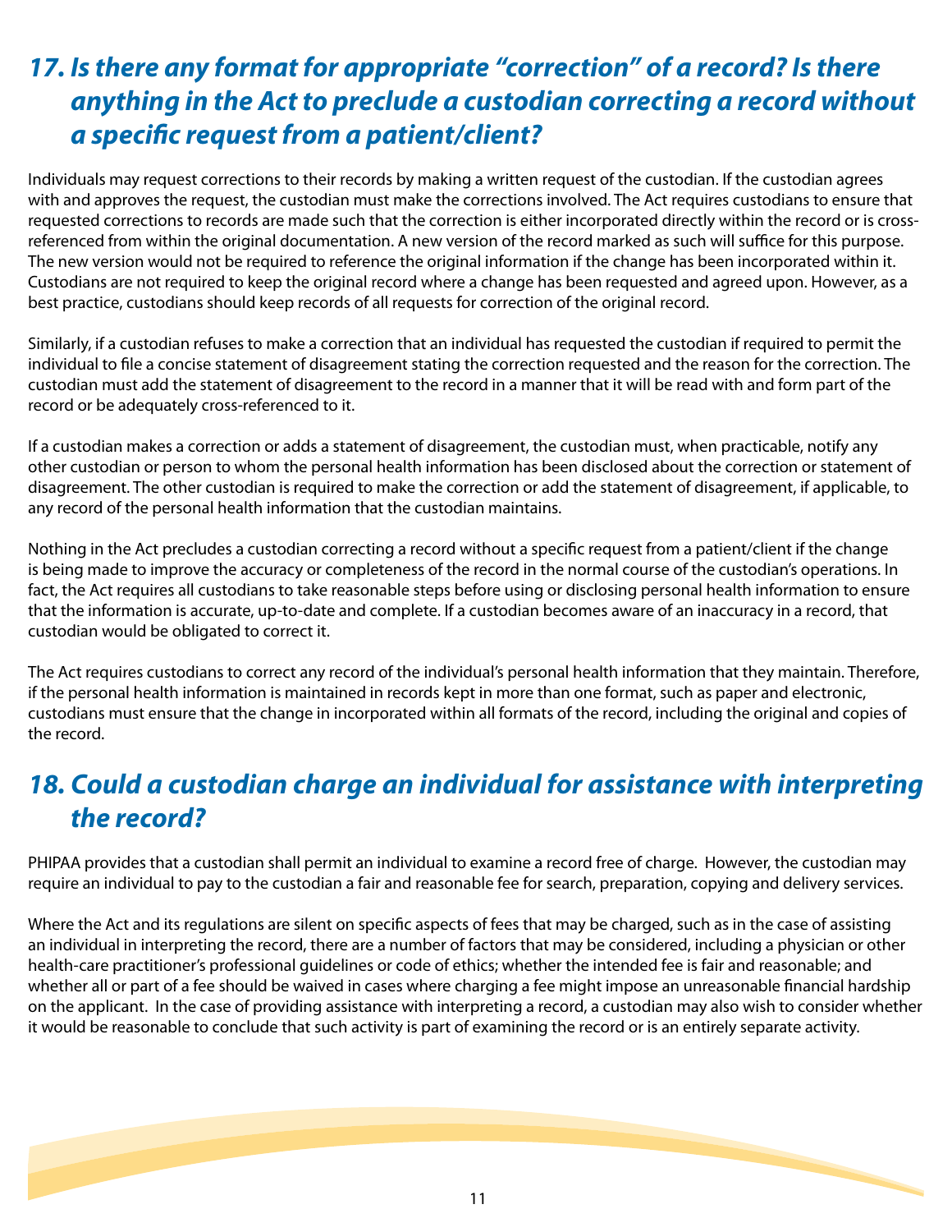## 17. Is there any format for appropriate "correction" of a record? Is there anything in the Act to preclude a custodian correcting a record without a specific request from a patient/client?

Individuals may request corrections to their records by making a written request of the custodian. If the custodian agrees with and approves the request, the custodian must make the corrections involved. The Act requires custodians to ensure that requested corrections to records are made such that the correction is either incorporated directly within the record or is cross-referenced from within the original documentation. A new version of the record marked as such will suffice for this purpose. The new version would not be required to reference the original information if the change has been incorporated within it. Custodians are not required to keep the original record where a change has been requested and agreed upon. However, as a best practice, custodians should keep records of all requests for correction of the original record.

Similarly, if a custodian refuses to make a correction that an individual has requested the custodian if required to permit the individual to file a concise statement of disagreement stating the correction requested and the reason for the correction. The custodian must add the statement of disagreement to the record in a manner that it will be read with and form part of the record or be adequately cross-referenced to it.

If a custodian makes a correction or adds a statement of disagreement, the custodian must, when practicable, notify any other custodian or person to whom the personal health information has been disclosed about the correction or statement of disagreement. The other custodian is required to make the correction or add the statement of disagreement, if applicable, to any record of the personal health information that the custodian maintains.

Nothing in the Act precludes a custodian correcting a record without a specific request from a patient/client if the change is being made to improve the accuracy or completeness of the record in the normal course of the custodian's operations. In fact, the Act requires all custodians to take reasonable steps before using or disclosing personal health information to ensure that the information is accurate, up-to-date and complete. If a custodian becomes aware of an inaccuracy in a record, that custodian would be obligated to correct it.

The Act requires custodians to correct any record of the individual's personal health information that they maintain. Therefore, if the personal health information is maintained in records kept in more than one format, such as paper and electronic, custodians must ensure that the change in incorporated within all formats of the record, including the original and copies of the record.

## 18. Could a custodian charge an individual for assistance with interpreting the record?

PHIPAA provides that a custodian shall permit an individual to examine a record free of charge. However, the custodian may require an individual to pay to the custodian a fair and reasonable fee for search, preparation, copying and delivery services.

Where the Act and its regulations are silent on specific aspects of fees that may be charged, such as in the case of assisting an individual in interpreting the record, there are a number of factors that may be considered, including a physician or other health-care practitioner's professional guidelines or code of ethics; whether the intended fee is fair and reasonable; and whether all or part of a fee should be waived in cases where charging a fee might impose an unreasonable financial hardship on the applicant. In the case of providing assistance with interpreting a record, a custodian may also wish to consider whether it would be reasonable to conclude that such activity is part of examining the record or is an entirely separate activity.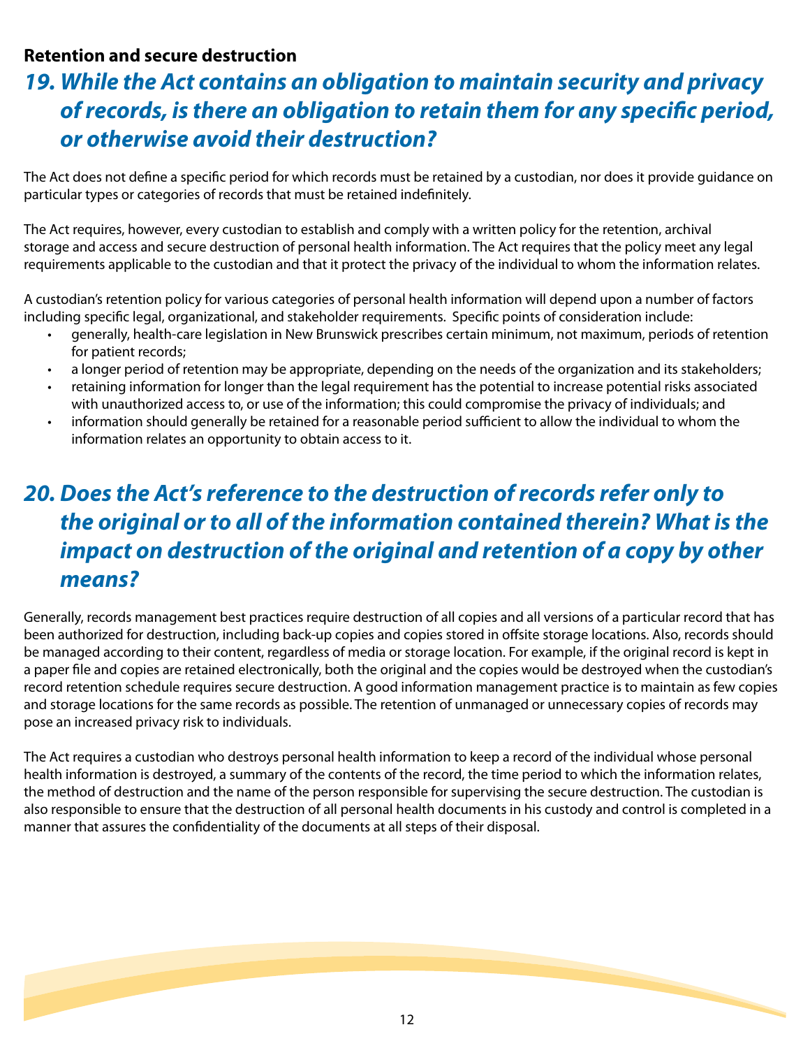## Retention and secure destruction

### *19. While the Act contains an obligation to maintain security and privacy of records, is there an obligation to retain them for any specific period, or otherwise avoid their destruction?*

The Act does not define a specific period for which records must be retained by a custodian, nor does it provide guidance on particular types or categories of records that must be retained indefinitely.

The Act requires, however, every custodian to establish and comply with a written policy for the retention, archival storage and access and secure destruction of personal health information. The Act requires that the policy meet any legal requirements applicable to the custodian and that it protect the privacy of the individual to whom the information relates.

A custodian's retention policy for various categories of personal health information will depend upon a number of factors including specific legal, organizational, and stakeholder requirements. Specific points of consideration include:

- generally, health-care legislation in New Brunswick prescribes certain minimum, not maximum, periods of retention for patient records;
- a longer period of retention may be appropriate, depending on the needs of the organization and its stakeholders;
- retaining information for longer than the legal requirement has the potential to increase potential risks associated with unauthorized access to, or use of the information; this could compromise the privacy of individuals; and
- information should generally be retained for a reasonable period sufficient to allow the individual to whom the information relates an opportunity to obtain access to it.

### *20. Does the Act's reference to the destruction of records refer only to the original or to all of the information contained therein? What is the impact on destruction of the original and retention of a copy by other means?*

Generally, records management best practices require destruction of all copies and all versions of a particular record that has been authorized for destruction, including back-up copies and copies stored in offsite storage locations. Also, records should be managed according to their content, regardless of media or storage location. For example, if the original record is kept in a paper file and copies are retained electronically, both the original and the copies would be destroyed when the custodian's record retention schedule requires secure destruction. A good information management practice is to maintain as few copies and storage locations for the same records as possible. The retention of unmanaged or unnecessary copies of records may pose an increased privacy risk to individuals.

The Act requires a custodian who destroys personal health information to keep a record of the individual whose personal health information is destroyed, a summary of the contents of the record, the time period to which the information relates, the method of destruction and the name of the person responsible for supervising the secure destruction. The custodian is also responsible to ensure that the destruction of all personal health documents in his custody and control is completed in a manner that assures the confidentiality of the documents at all steps of their disposal.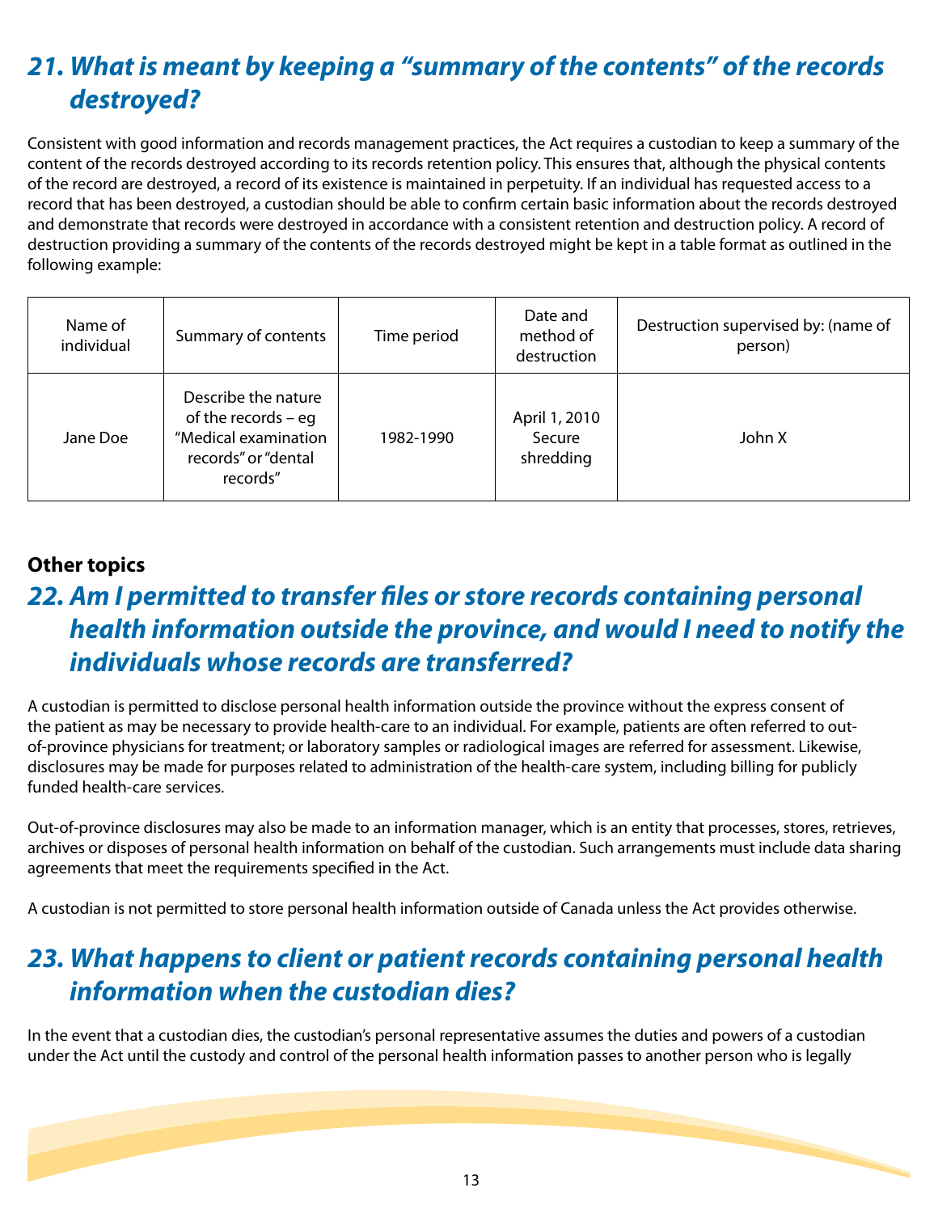## 21. What is meant by keeping a "summary of the contents" of the records destroyed?

Consistent with good information and records management practices, the Act requires a custodian to keep a summary of the content of the records destroyed according to its records retention policy. This ensures that, although the physical contents of the record are destroyed, a record of its existence is maintained in perpetuity. If an individual has requested access to a record that has been destroyed, a custodian should be able to confirm certain basic information about the records destroyed and demonstrate that records were destroyed in accordance with a consistent retention and destruction policy. A record of destruction providing a summary of the contents of the records destroyed might be kept in a table format as outlined in the following example:

| Name of individual | Summary of contents | Time period | Date and method of destruction | Destruction supervised by: (name of person) |
|---|---|---|---|---|
| Jane Doe | Describe the nature of the records – eg "Medical examination records" or "dental records" | 1982-1990 | April 1, 2010 Secure shredding | John X |

**Other topics**

## 22. Am I permitted to transfer files or store records containing personal health information outside the province, and would I need to notify the individuals whose records are transferred?

A custodian is permitted to disclose personal health information outside the province without the express consent of the patient as may be necessary to provide health-care to an individual. For example, patients are often referred to out-of-province physicians for treatment; or laboratory samples or radiological images are referred for assessment. Likewise, disclosures may be made for purposes related to administration of the health-care system, including billing for publicly funded health-care services.

Out-of-province disclosures may also be made to an information manager, which is an entity that processes, stores, retrieves, archives or disposes of personal health information on behalf of the custodian. Such arrangements must include data sharing agreements that meet the requirements specified in the Act.

A custodian is not permitted to store personal health information outside of Canada unless the Act provides otherwise.

## 23. What happens to client or patient records containing personal health information when the custodian dies?

In the event that a custodian dies, the custodian's personal representative assumes the duties and powers of a custodian under the Act until the custody and control of the personal health information passes to another person who is legally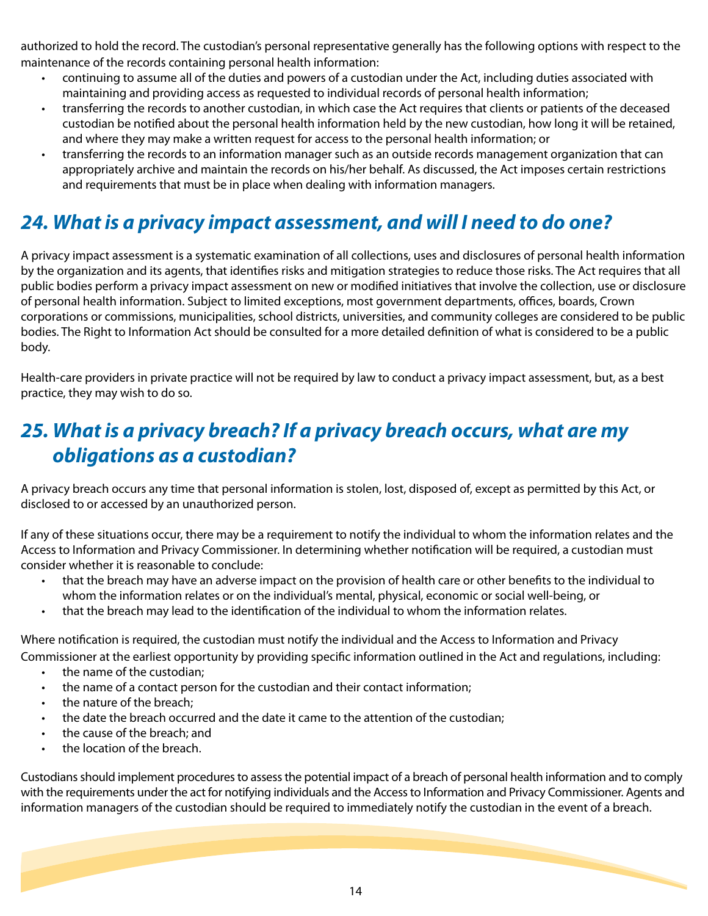authorized to hold the record. The custodian's personal representative generally has the following options with respect to the maintenance of the records containing personal health information:

- continuing to assume all of the duties and powers of a custodian under the Act, including duties associated with maintaining and providing access as requested to individual records of personal health information;
- transferring the records to another custodian, in which case the Act requires that clients or patients of the deceased custodian be notified about the personal health information held by the new custodian, how long it will be retained, and where they may make a written request for access to the personal health information; or
- transferring the records to an information manager such as an outside records management organization that can appropriately archive and maintain the records on his/her behalf. As discussed, the Act imposes certain restrictions and requirements that must be in place when dealing with information managers.

## *24. What is a privacy impact assessment, and will I need to do one?*

A privacy impact assessment is a systematic examination of all collections, uses and disclosures of personal health information by the organization and its agents, that identifies risks and mitigation strategies to reduce those risks. The Act requires that all public bodies perform a privacy impact assessment on new or modified initiatives that involve the collection, use or disclosure of personal health information. Subject to limited exceptions, most government departments, offices, boards, Crown corporations or commissions, municipalities, school districts, universities, and community colleges are considered to be public bodies. The Right to Information Act should be consulted for a more detailed definition of what is considered to be a public body.

Health-care providers in private practice will not be required by law to conduct a privacy impact assessment, but, as a best practice, they may wish to do so.

## *25. What is a privacy breach? If a privacy breach occurs, what are my obligations as a custodian?*

A privacy breach occurs any time that personal information is stolen, lost, disposed of, except as permitted by this Act, or disclosed to or accessed by an unauthorized person.

If any of these situations occur, there may be a requirement to notify the individual to whom the information relates and the Access to Information and Privacy Commissioner. In determining whether notification will be required, a custodian must consider whether it is reasonable to conclude:

- that the breach may have an adverse impact on the provision of health care or other benefits to the individual to whom the information relates or on the individual's mental, physical, economic or social well-being, or
- that the breach may lead to the identification of the individual to whom the information relates.

Where notification is required, the custodian must notify the individual and the Access to Information and Privacy Commissioner at the earliest opportunity by providing specific information outlined in the Act and regulations, including:

- the name of the custodian;
- the name of a contact person for the custodian and their contact information;
- the nature of the breach;
- the date the breach occurred and the date it came to the attention of the custodian;
- the cause of the breach; and
- the location of the breach.

Custodians should implement procedures to assess the potential impact of a breach of personal health information and to comply with the requirements under the act for notifying individuals and the Access to Information and Privacy Commissioner. Agents and information managers of the custodian should be required to immediately notify the custodian in the event of a breach.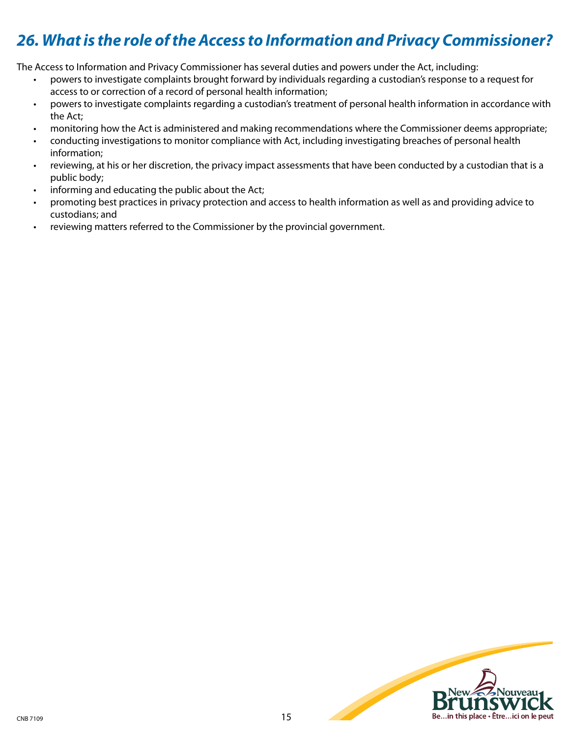## 26. What is the role of the Access to Information and Privacy Commissioner?

The Access to Information and Privacy Commissioner has several duties and powers under the Act, including:

- powers to investigate complaints brought forward by individuals regarding a custodian's response to a request for access to or correction of a record of personal health information;
- powers to investigate complaints regarding a custodian's treatment of personal health information in accordance with the Act;
- monitoring how the Act is administered and making recommendations where the Commissioner deems appropriate;
- conducting investigations to monitor compliance with Act, including investigating breaches of personal health information;
- reviewing, at his or her discretion, the privacy impact assessments that have been conducted by a custodian that is a public body;
- informing and educating the public about the Act;
- promoting best practices in privacy protection and access to health information as well as and providing advice to custodians; and
- reviewing matters referred to the Commissioner by the provincial government.

CNB 7109